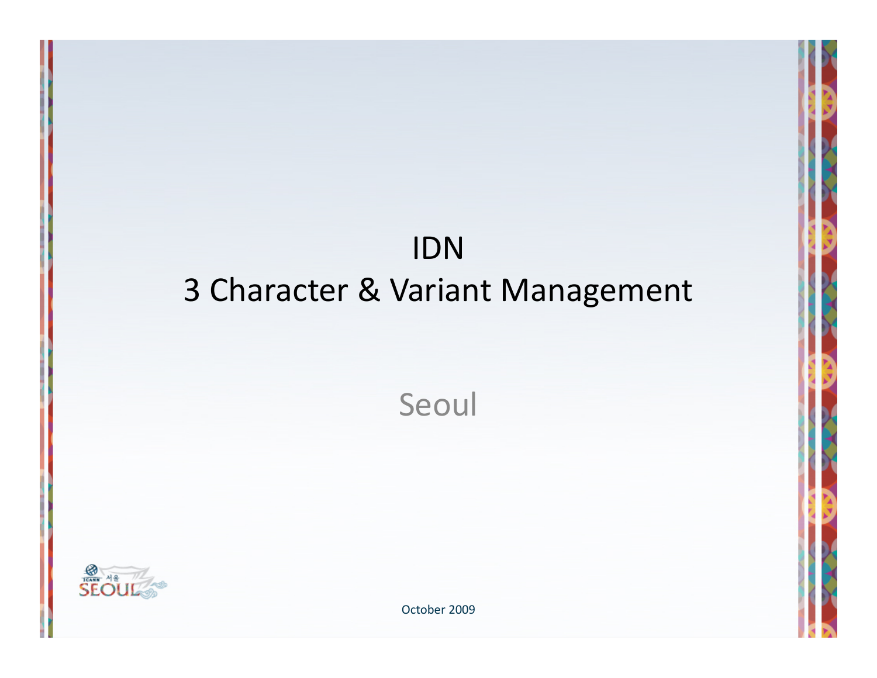# IDN
# 3 Character & Variant Management

Seoul

October 2009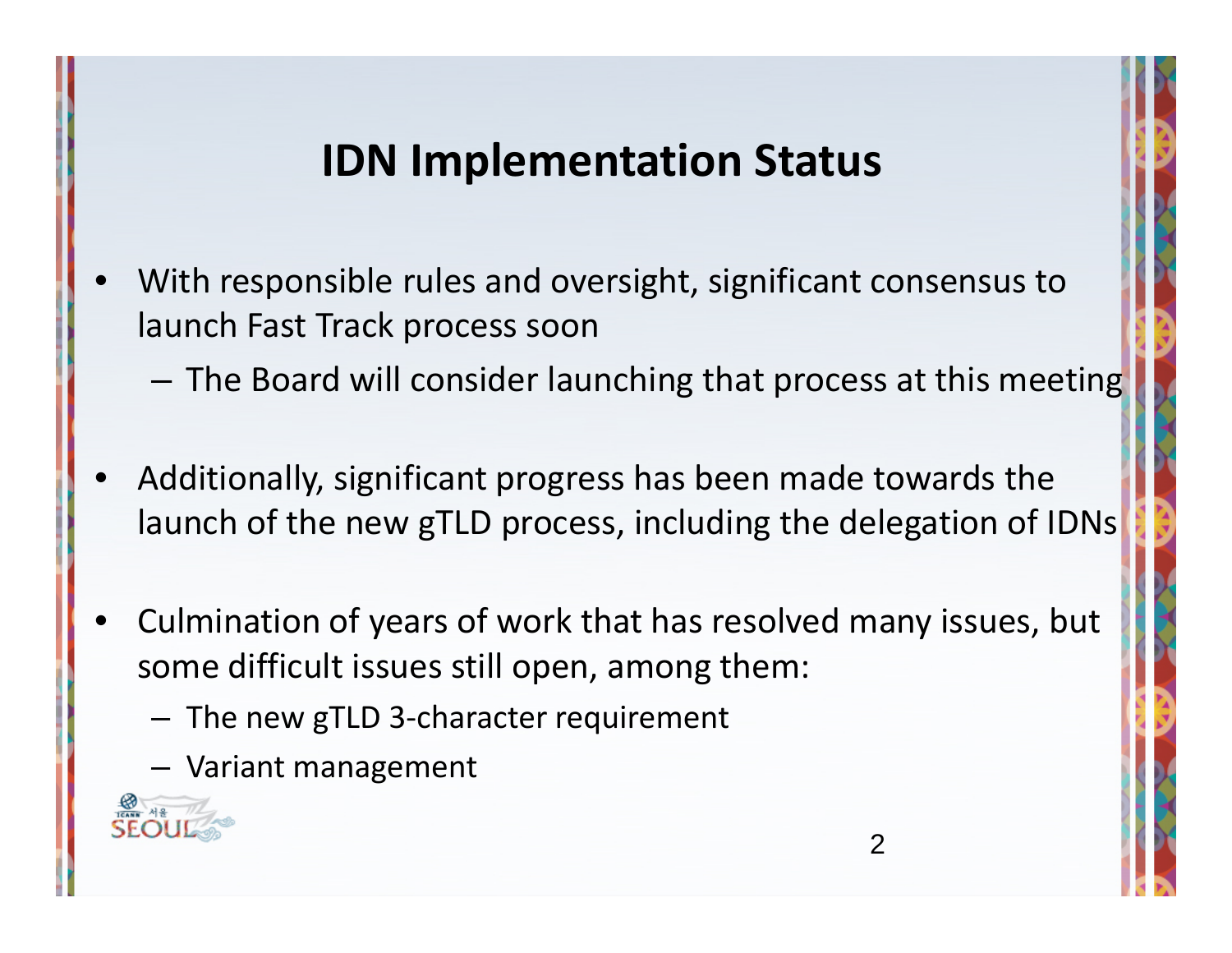# IDN Implementation Status

- With responsible rules and oversight, significant consensus to launch Fast Track process soon
  - The Board will consider launching that process at this meeting
- Additionally, significant progress has been made towards the launch of the new gTLD process, including the delegation of IDNs
- Culmination of years of work that has resolved many issues, but some difficult issues still open, among them:
  - The new gTLD 3-character requirement
  - Variant management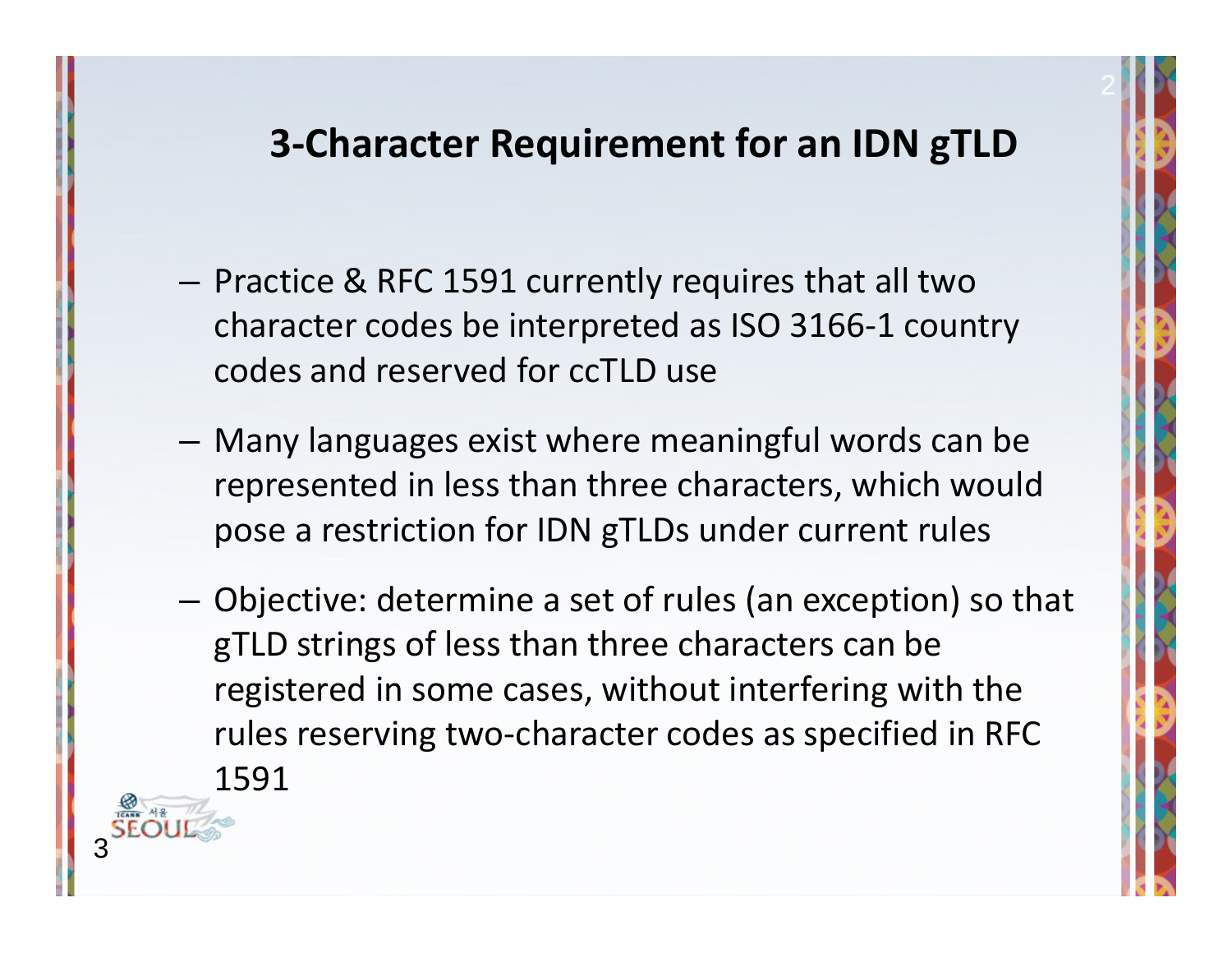## 3-Character Requirement for an IDN gTLD

- Practice & RFC 1591 currently requires that all two character codes be interpreted as ISO 3166-1 country codes and reserved for ccTLD use
- Many languages exist where meaningful words can be represented in less than three characters, which would pose a restriction for IDN gTLDs under current rules
- Objective: determine a set of rules (an exception) so that gTLD strings of less than three characters can be registered in some cases, without interfering with the rules reserving two-character codes as specified in RFC 1591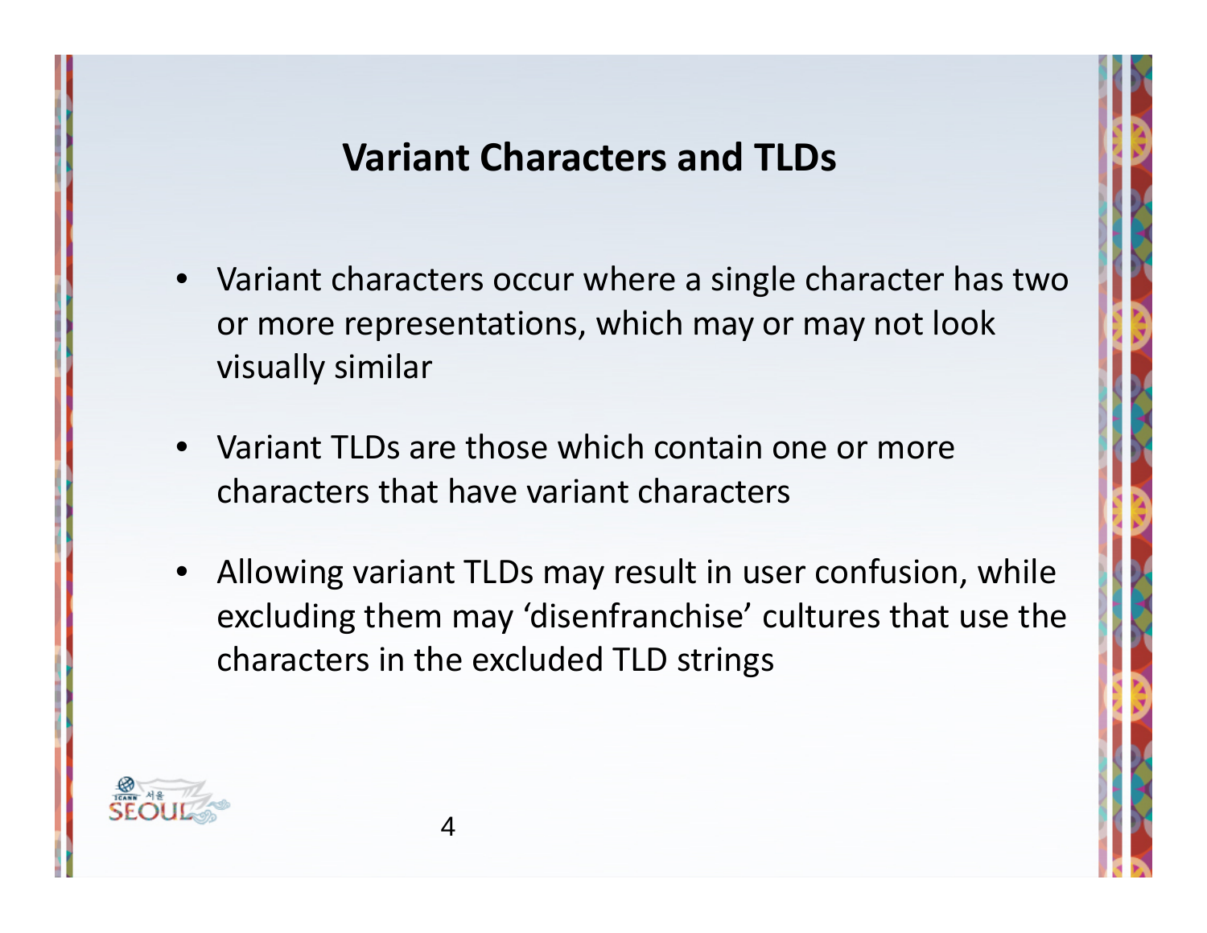# Variant Characters and TLDs

- Variant characters occur where a single character has two or more representations, which may or may not look visually similar
- Variant TLDs are those which contain one or more characters that have variant characters
- Allowing variant TLDs may result in user confusion, while excluding them may 'disenfranchise' cultures that use the characters in the excluded TLD strings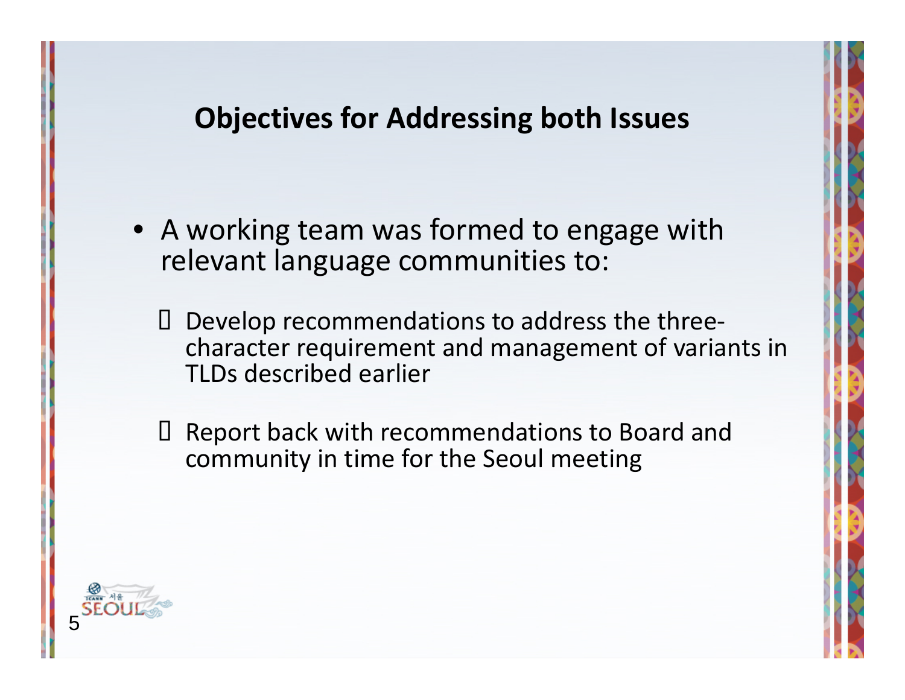## Objectives for Addressing both Issues

- A working team was formed to engage with relevant language communities to:
  - Develop recommendations to address the three-character requirement and management of variants in TLDs described earlier
  - Report back with recommendations to Board and community in time for the Seoul meeting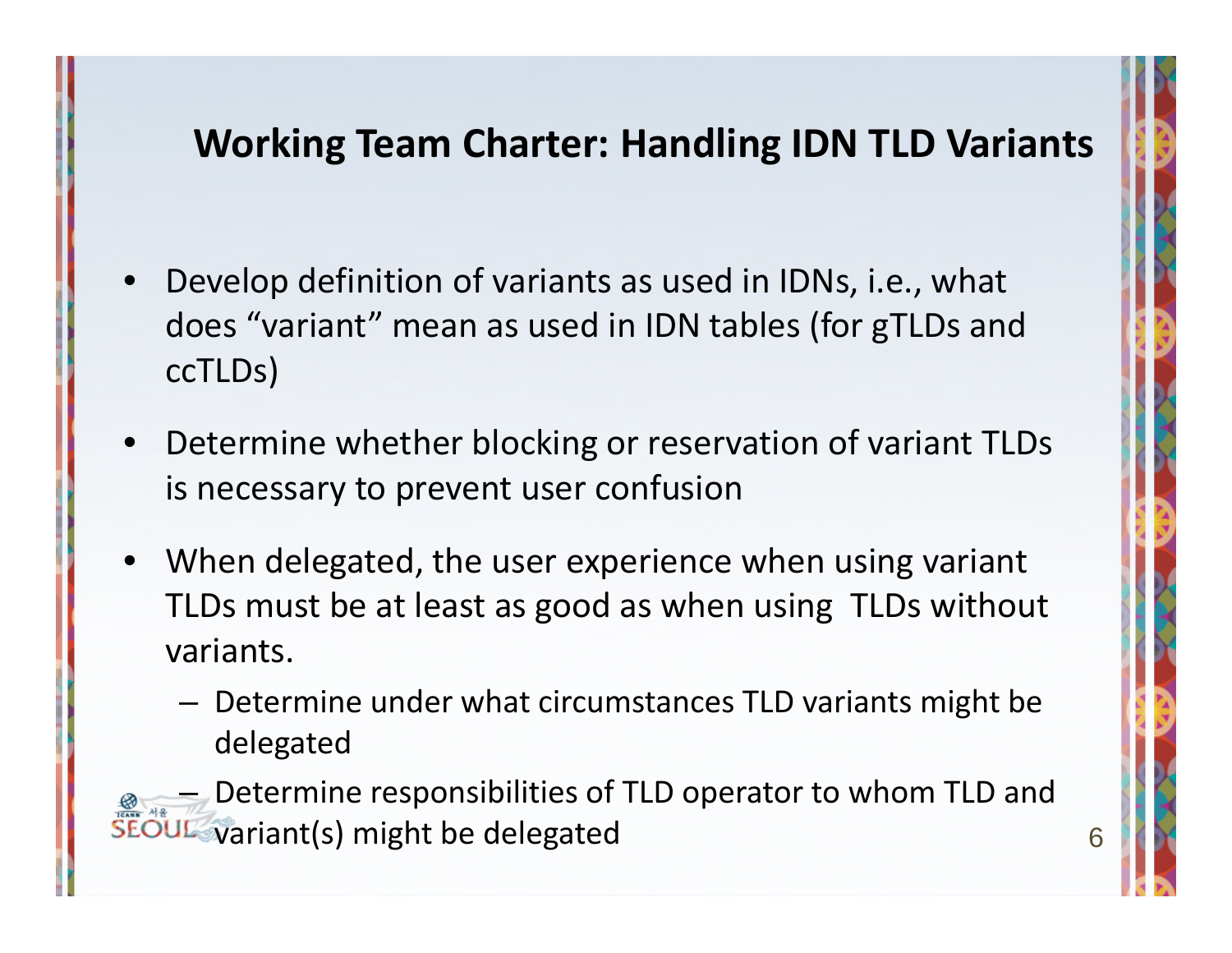## Working Team Charter: Handling IDN TLD Variants

- Develop definition of variants as used in IDNs, i.e., what does “variant” mean as used in IDN tables (for gTLDs and ccTLDs)
- Determine whether blocking or reservation of variant TLDs is necessary to prevent user confusion
- When delegated, the user experience when using variant TLDs must be at least as good as when using TLDs without variants.
  - Determine under what circumstances TLD variants might be delegated
  - Determine responsibilities of TLD operator to whom TLD and variant(s) might be delegated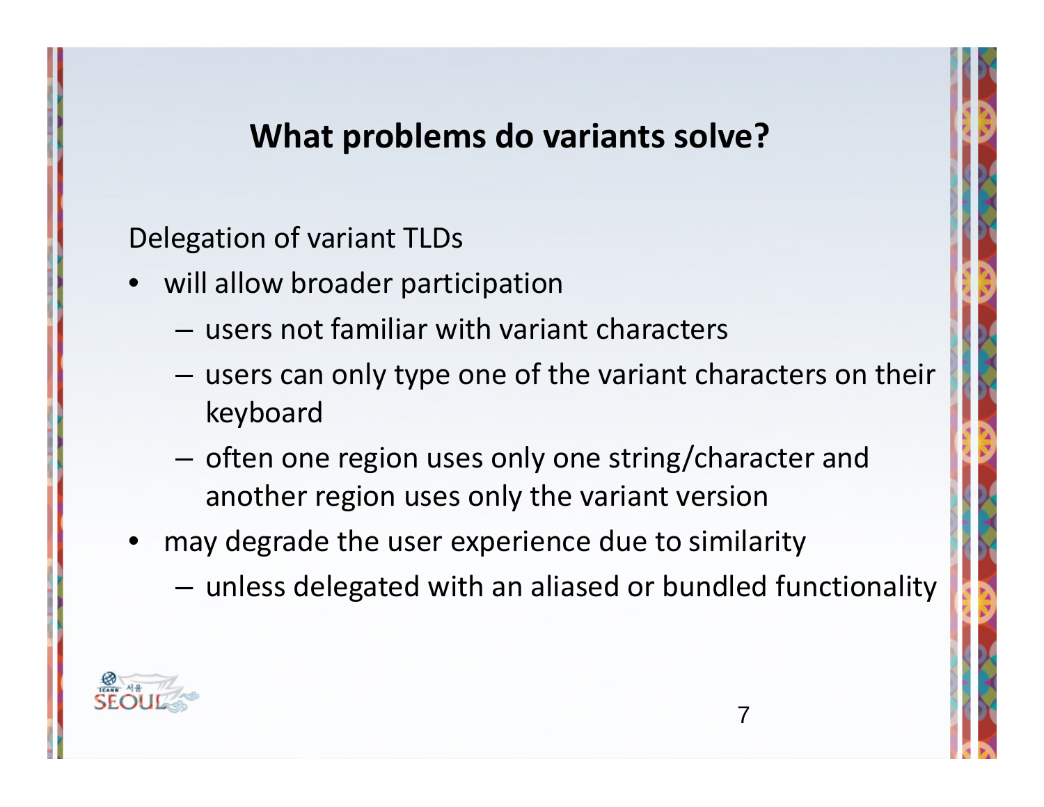# What problems do variants solve?

Delegation of variant TLDs

- will allow broader participation
  - users not familiar with variant characters
  - users can only type one of the variant characters on their keyboard
  - often one region uses only one string/character and another region uses only the variant version
- may degrade the user experience due to similarity
  - unless delegated with an aliased or bundled functionality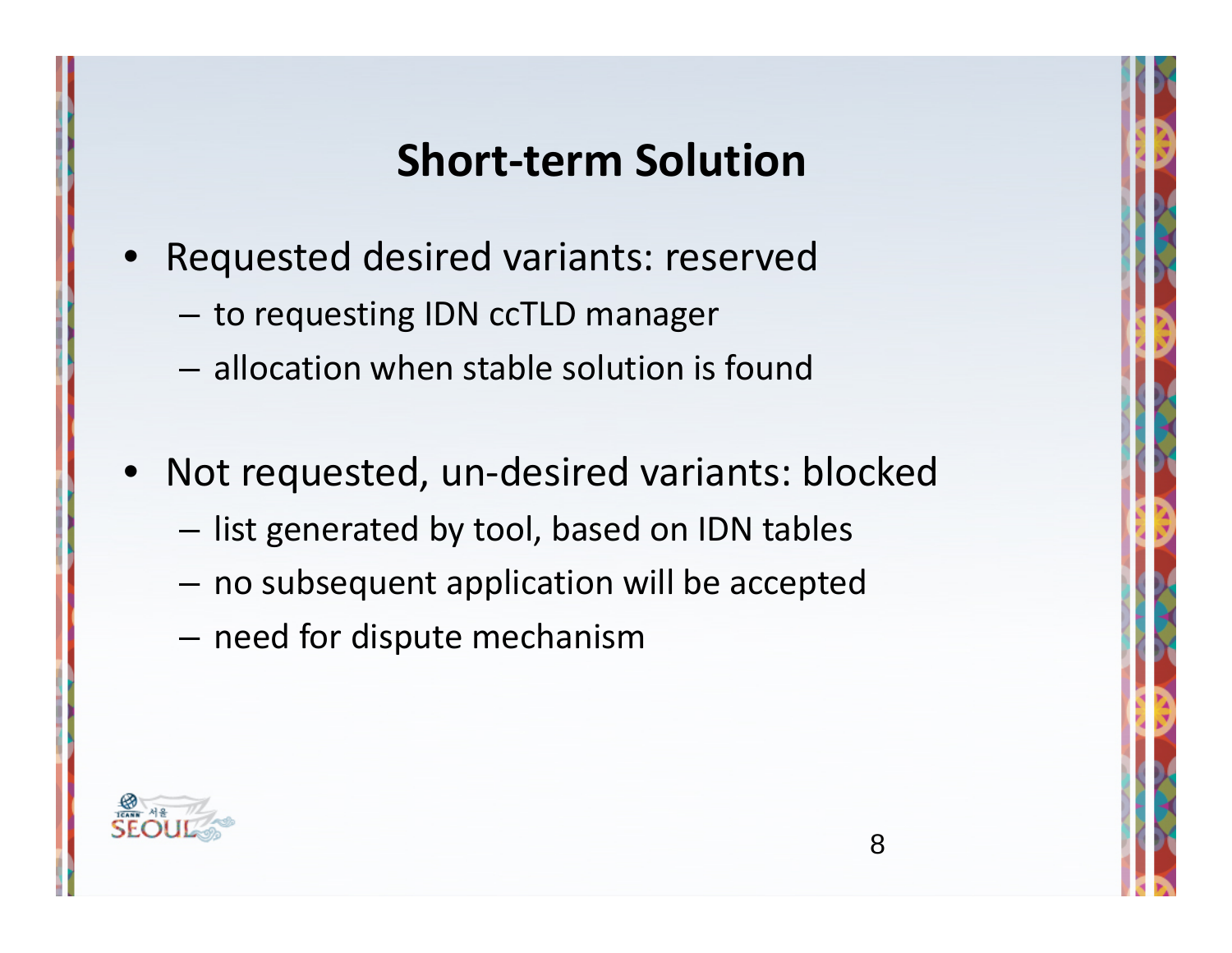# Short-term Solution

- Requested desired variants: reserved
  - to requesting IDN ccTLD manager
  - allocation when stable solution is found

- Not requested, un-desired variants: blocked
  - list generated by tool, based on IDN tables
  - no subsequent application will be accepted
  - need for dispute mechanism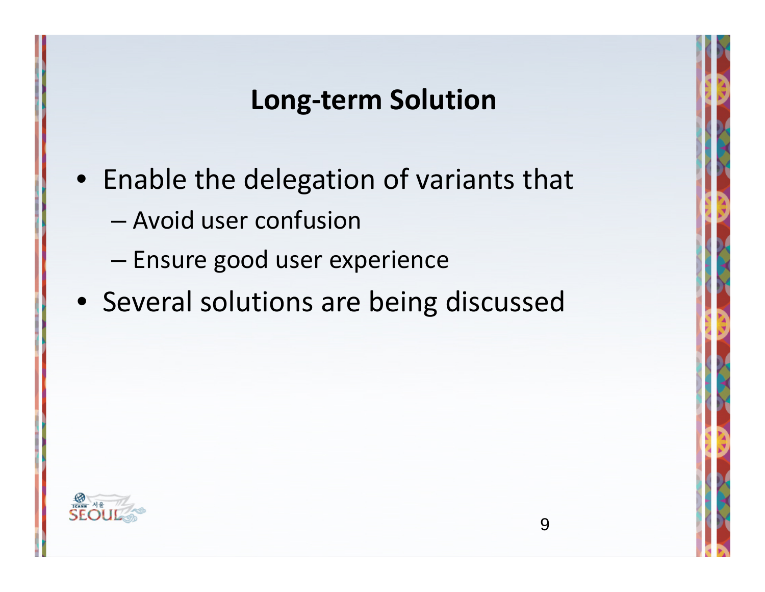# Long-term Solution

- Enable the delegation of variants that
  - Avoid user confusion
  - Ensure good user experience
- Several solutions are being discussed